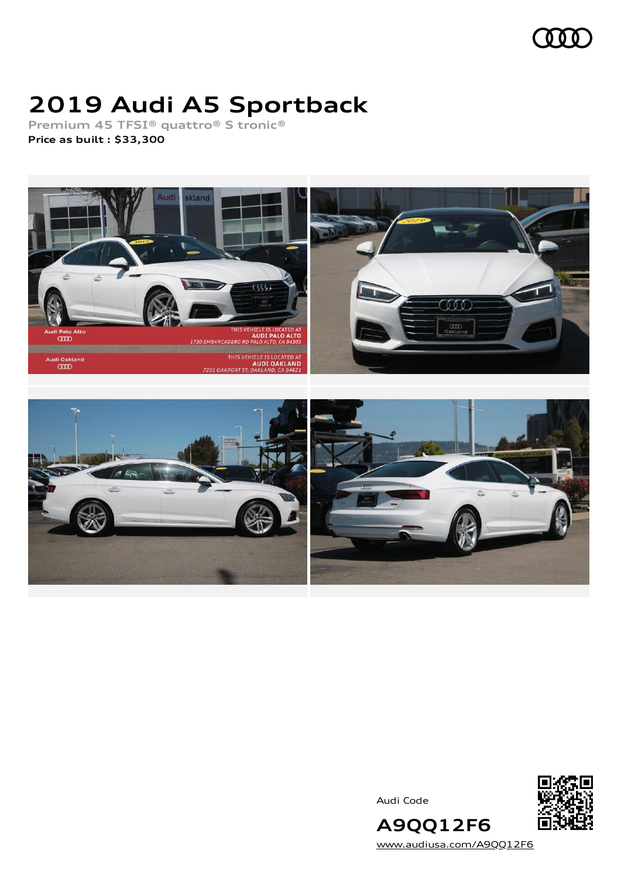# 2019 Audi A5 Sportback

**Premium 45 TFSI® quattro® S tronic®**

**Price as built : $33,300**

Audi Code

**A9QQ12F6**

www.audiusa.com/A9QQ12F6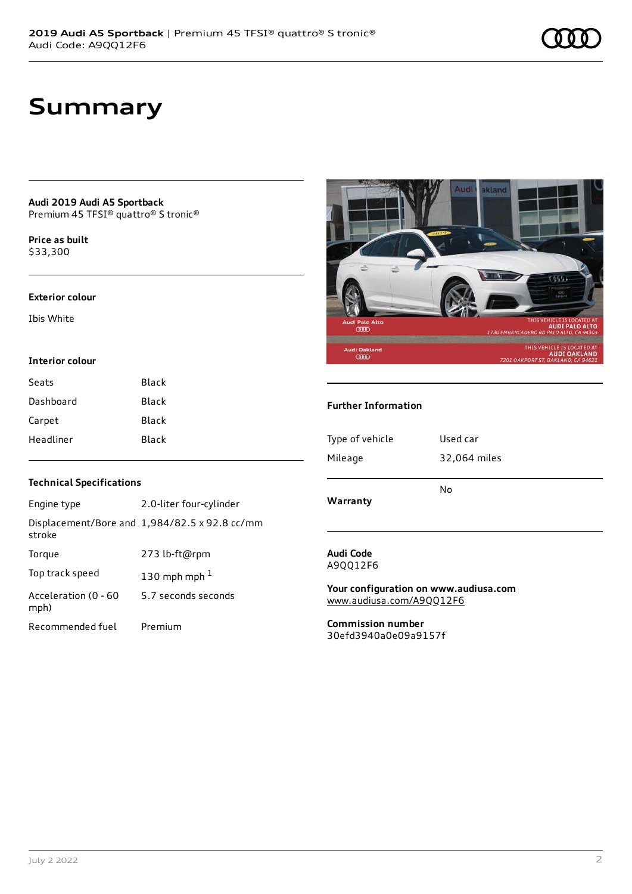# Summary

**Audi 2019 Audi A5 Sportback**
Premium 45 TFSI® quattro® S tronic®

**Price as built**
$33,300

### Exterior colour

Ibis White

### Interior colour

| Seats | Black |
| --- | --- |
| Dashboard | Black |
| Carpet | Black |
| Headliner | Black |

### Technical Specifications

| Engine type | 2.0-liter four-cylinder |
| --- | --- |
| Displacement/Bore and stroke | 1,984/82.5 x 92.8 cc/mm |
| Torque | 273 lb-ft@rpm |
| Top track speed | 130 mph mph [1] |
| Acceleration (0 - 60 mph) | 5.7 seconds seconds |
| Recommended fuel | Premium |

### Further Information

| Type of vehicle | Used car |
| --- | --- |
| Mileage | 32,064 miles |

| Warranty | No |
| --- | --- |

**Audi Code**
A9QQ12F6

**Your configuration on www.audiusa.com**
www.audiusa.com/A9QQ12F6

**Commission number**
30efd3940a0e09a9157f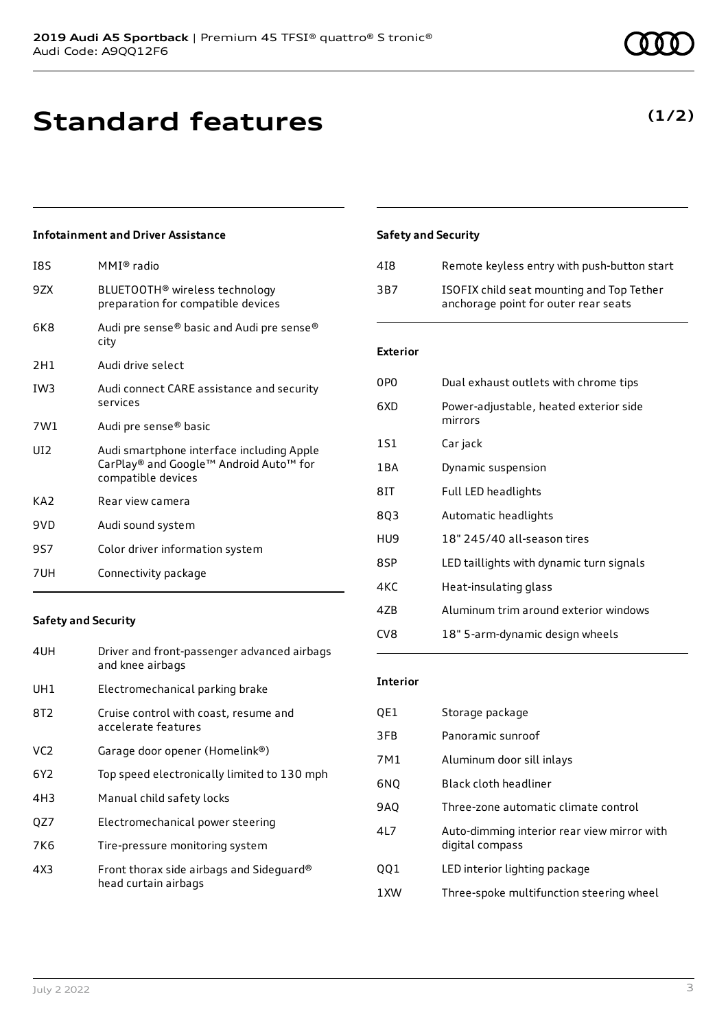# Standard features

**(1/2)**

### Infotainment and Driver Assistance

| | |
|---|---|
| I8S | MMI® radio |
| 9ZX | BLUETOOTH® wireless technology preparation for compatible devices |
| 6K8 | Audi pre sense® basic and Audi pre sense® city |
| 2H1 | Audi drive select |
| IW3 | Audi connect CARE assistance and security services |
| 7W1 | Audi pre sense® basic |
| UI2 | Audi smartphone interface including Apple CarPlay® and Google™ Android Auto™ for compatible devices |
| KA2 | Rear view camera |
| 9VD | Audi sound system |
| 9S7 | Color driver information system |
| 7UH | Connectivity package |

### Safety and Security

| | |
|---|---|
| 4UH | Driver and front-passenger advanced airbags and knee airbags |
| UH1 | Electromechanical parking brake |
| 8T2 | Cruise control with coast, resume and accelerate features |
| VC2 | Garage door opener (Homelink®) |
| 6Y2 | Top speed electronically limited to 130 mph |
| 4H3 | Manual child safety locks |
| QZ7 | Electromechanical power steering |
| 7K6 | Tire-pressure monitoring system |
| 4X3 | Front thorax side airbags and Sideguard® head curtain airbags |

### Safety and Security

| | |
|---|---|
| 4I8 | Remote keyless entry with push-button start |
| 3B7 | ISOFIX child seat mounting and Top Tether anchorage point for outer rear seats |

### Exterior

| | |
|---|---|
| 0P0 | Dual exhaust outlets with chrome tips |
| 6XD | Power-adjustable, heated exterior side mirrors |
| 1S1 | Car jack |
| 1BA | Dynamic suspension |
| 8IT | Full LED headlights |
| 8Q3 | Automatic headlights |
| HU9 | 18" 245/40 all-season tires |
| 8SP | LED taillights with dynamic turn signals |
| 4KC | Heat-insulating glass |
| 4ZB | Aluminum trim around exterior windows |
| CV8 | 18" 5-arm-dynamic design wheels |

### Interior

| | |
|---|---|
| QE1 | Storage package |
| 3FB | Panoramic sunroof |
| 7M1 | Aluminum door sill inlays |
| 6NQ | Black cloth headliner |
| 9AQ | Three-zone automatic climate control |
| 4L7 | Auto-dimming interior rear view mirror with digital compass |
| QQ1 | LED interior lighting package |
| 1XW | Three-spoke multifunction steering wheel |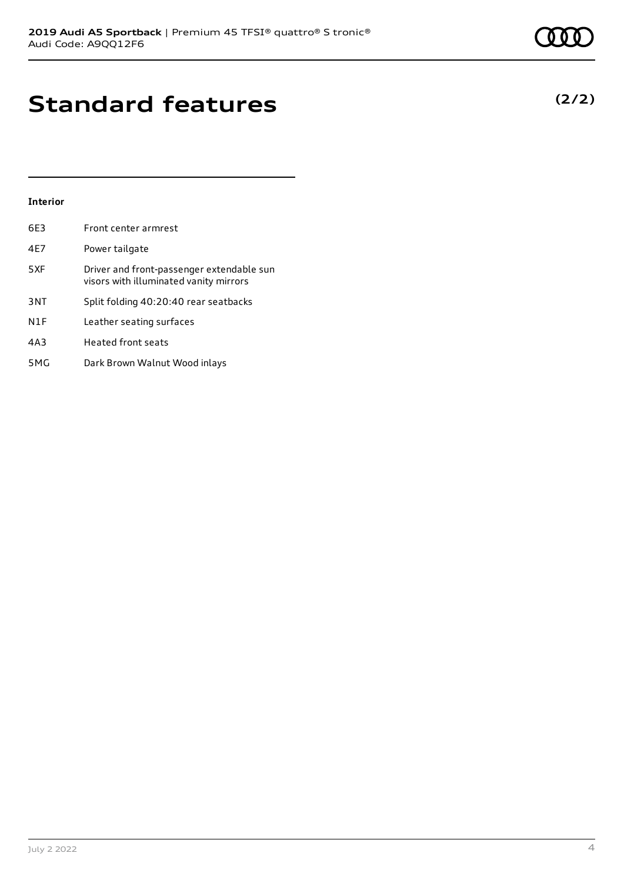# Standard features

**(2/2)**

**Interior**

| | |
|---|---|
| 6E3 | Front center armrest |
| 4E7 | Power tailgate |
| 5XF | Driver and front-passenger extendable sun visors with illuminated vanity mirrors |
| 3NT | Split folding 40:20:40 rear seatbacks |
| N1F | Leather seating surfaces |
| 4A3 | Heated front seats |
| 5MG | Dark Brown Walnut Wood inlays |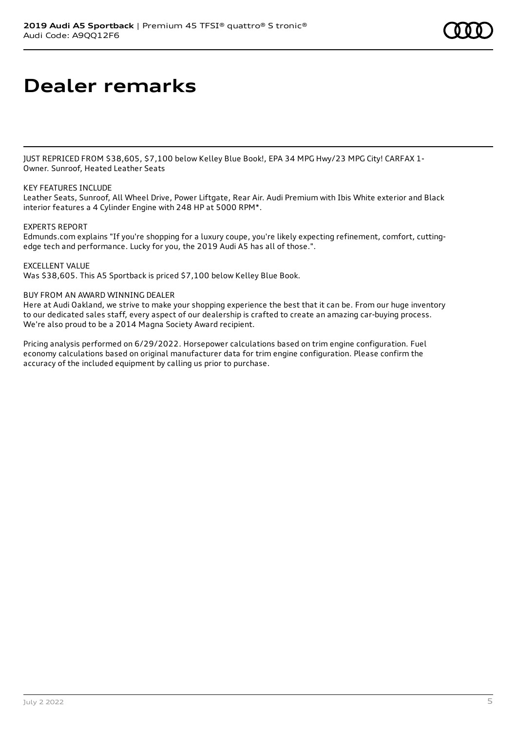# Dealer remarks

JUST REPRICED FROM $38,605, $7,100 below Kelley Blue Book!, EPA 34 MPG Hwy/23 MPG City! CARFAX 1-Owner. Sunroof, Heated Leather Seats

KEY FEATURES INCLUDE
Leather Seats, Sunroof, All Wheel Drive, Power Liftgate, Rear Air. Audi Premium with Ibis White exterior and Black interior features a 4 Cylinder Engine with 248 HP at 5000 RPM*.

EXPERTS REPORT
Edmunds.com explains "If you're shopping for a luxury coupe, you're likely expecting refinement, comfort, cutting-edge tech and performance. Lucky for you, the 2019 Audi A5 has all of those.".

EXCELLENT VALUE
Was $38,605. This A5 Sportback is priced $7,100 below Kelley Blue Book.

BUY FROM AN AWARD WINNING DEALER
Here at Audi Oakland, we strive to make your shopping experience the best that it can be. From our huge inventory to our dedicated sales staff, every aspect of our dealership is crafted to create an amazing car-buying process. We're also proud to be a 2014 Magna Society Award recipient.

Pricing analysis performed on 6/29/2022. Horsepower calculations based on trim engine configuration. Fuel economy calculations based on original manufacturer data for trim engine configuration. Please confirm the accuracy of the included equipment by calling us prior to purchase.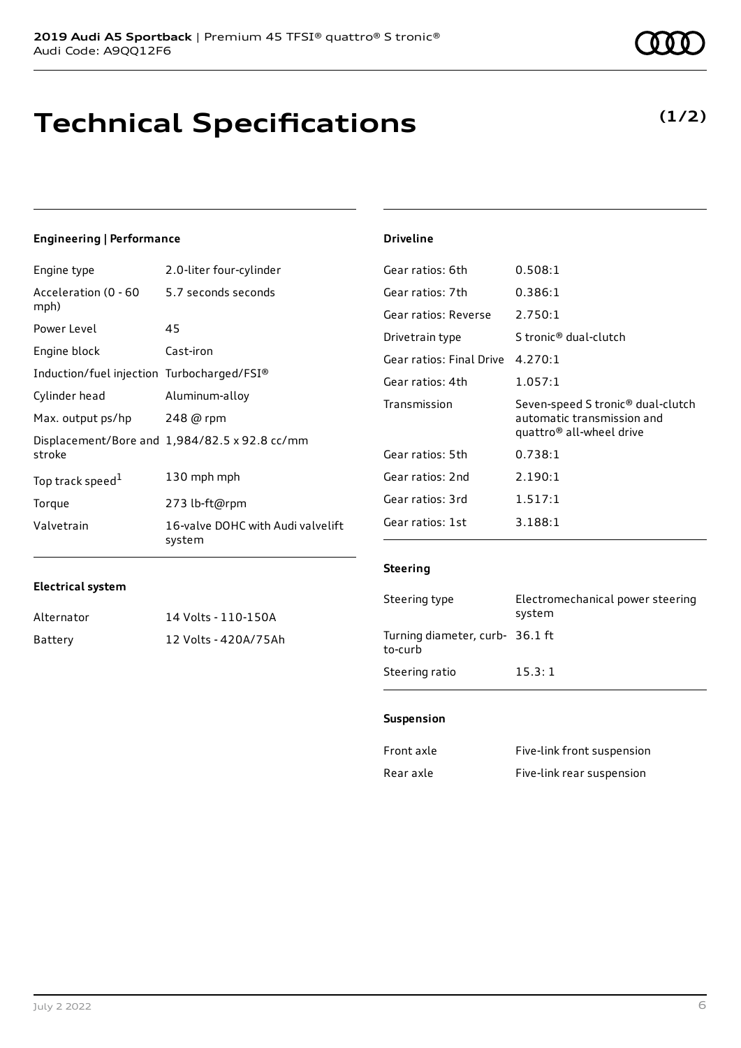# Technical Specifications

**(1/2)**

### Engineering | Performance

| | |
|---|---|
| Engine type | 2.0-liter four-cylinder |
| Acceleration (0 - 60 mph) | 5.7 seconds seconds |
| Power Level | 45 |
| Engine block | Cast-iron |
| Induction/fuel injection | Turbocharged/FSI® |
| Cylinder head | Aluminum-alloy |
| Max. output ps/hp | 248 @ rpm |
| Displacement/Bore and stroke | 1,984/82.5 x 92.8 cc/mm |
| Top track speed[1] | 130 mph mph |
| Torque | 273 lb-ft@rpm |
| Valvetrain | 16-valve DOHC with Audi valvelift system |

### Electrical system

| | |
|---|---|
| Alternator | 14 Volts - 110-150A |
| Battery | 12 Volts - 420A/75Ah |

### Driveline

| | |
|---|---|
| Gear ratios: 6th | 0.508:1 |
| Gear ratios: 7th | 0.386:1 |
| Gear ratios: Reverse | 2.750:1 |
| Drivetrain type | S tronic® dual-clutch |
| Gear ratios: Final Drive | 4.270:1 |
| Gear ratios: 4th | 1.057:1 |
| Transmission | Seven-speed S tronic® dual-clutch automatic transmission and quattro® all-wheel drive |
| Gear ratios: 5th | 0.738:1 |
| Gear ratios: 2nd | 2.190:1 |
| Gear ratios: 3rd | 1.517:1 |
| Gear ratios: 1st | 3.188:1 |

### Steering

| | |
|---|---|
| Steering type | Electromechanical power steering system |
| Turning diameter, curb-to-curb | 36.1 ft |
| Steering ratio | 15.3: 1 |

### Suspension

| | |
|---|---|
| Front axle | Five-link front suspension |
| Rear axle | Five-link rear suspension |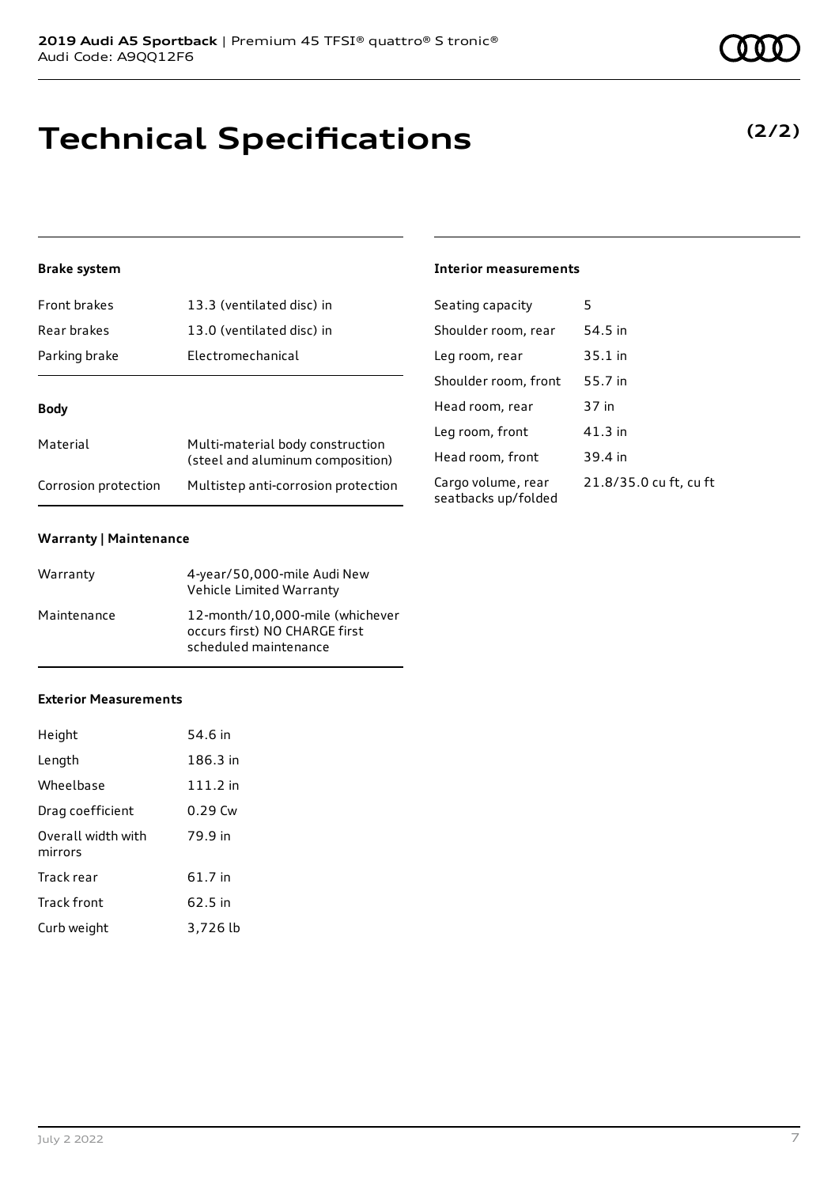# Technical Specifications

**(2/2)**

### Brake system

| | |
|---|---|
| Front brakes | 13.3 (ventilated disc) in |
| Rear brakes | 13.0 (ventilated disc) in |
| Parking brake | Electromechanical |

### Body

| | |
|---|---|
| Material | Multi-material body construction (steel and aluminum composition) |
| Corrosion protection | Multistep anti-corrosion protection |

### Warranty | Maintenance

| | |
|---|---|
| Warranty | 4-year/50,000-mile Audi New Vehicle Limited Warranty |
| Maintenance | 12-month/10,000-mile (whichever occurs first) NO CHARGE first scheduled maintenance |

### Exterior Measurements

| | |
|---|---|
| Height | 54.6 in |
| Length | 186.3 in |
| Wheelbase | 111.2 in |
| Drag coefficient | 0.29 Cw |
| Overall width with mirrors | 79.9 in |
| Track rear | 61.7 in |
| Track front | 62.5 in |
| Curb weight | 3,726 lb |

### Interior measurements

| | |
|---|---|
| Seating capacity | 5 |
| Shoulder room, rear | 54.5 in |
| Leg room, rear | 35.1 in |
| Shoulder room, front | 55.7 in |
| Head room, rear | 37 in |
| Leg room, front | 41.3 in |
| Head room, front | 39.4 in |
| Cargo volume, rear seatbacks up/folded | 21.8/35.0 cu ft, cu ft |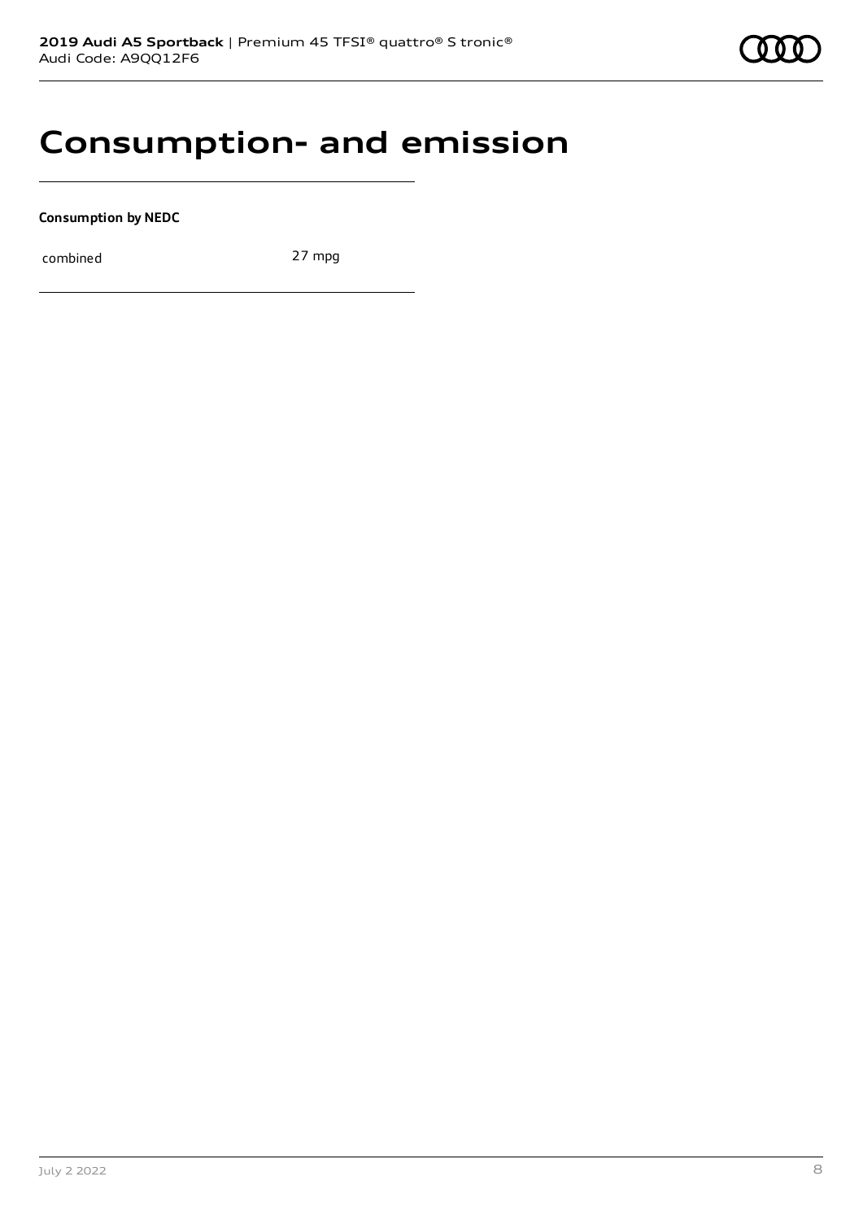# Consumption- and emission

**Consumption by NEDC**

| combined | 27 mpg |
| --- | --- |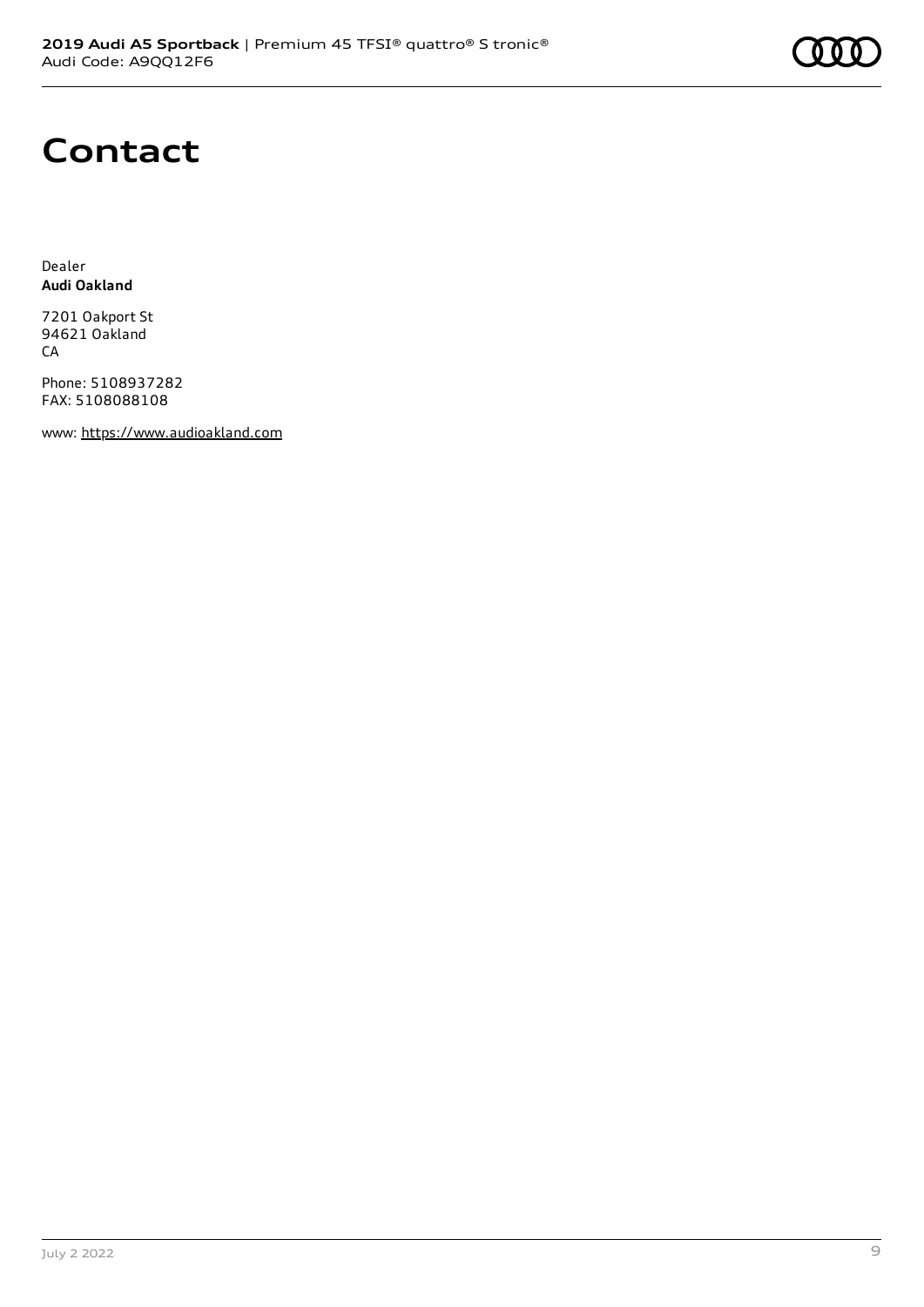# Contact

Dealer
**Audi Oakland**

7201 Oakport St
94621 Oakland
CA

Phone: 5108937282
FAX: 5108088108

www: https://www.audioakland.com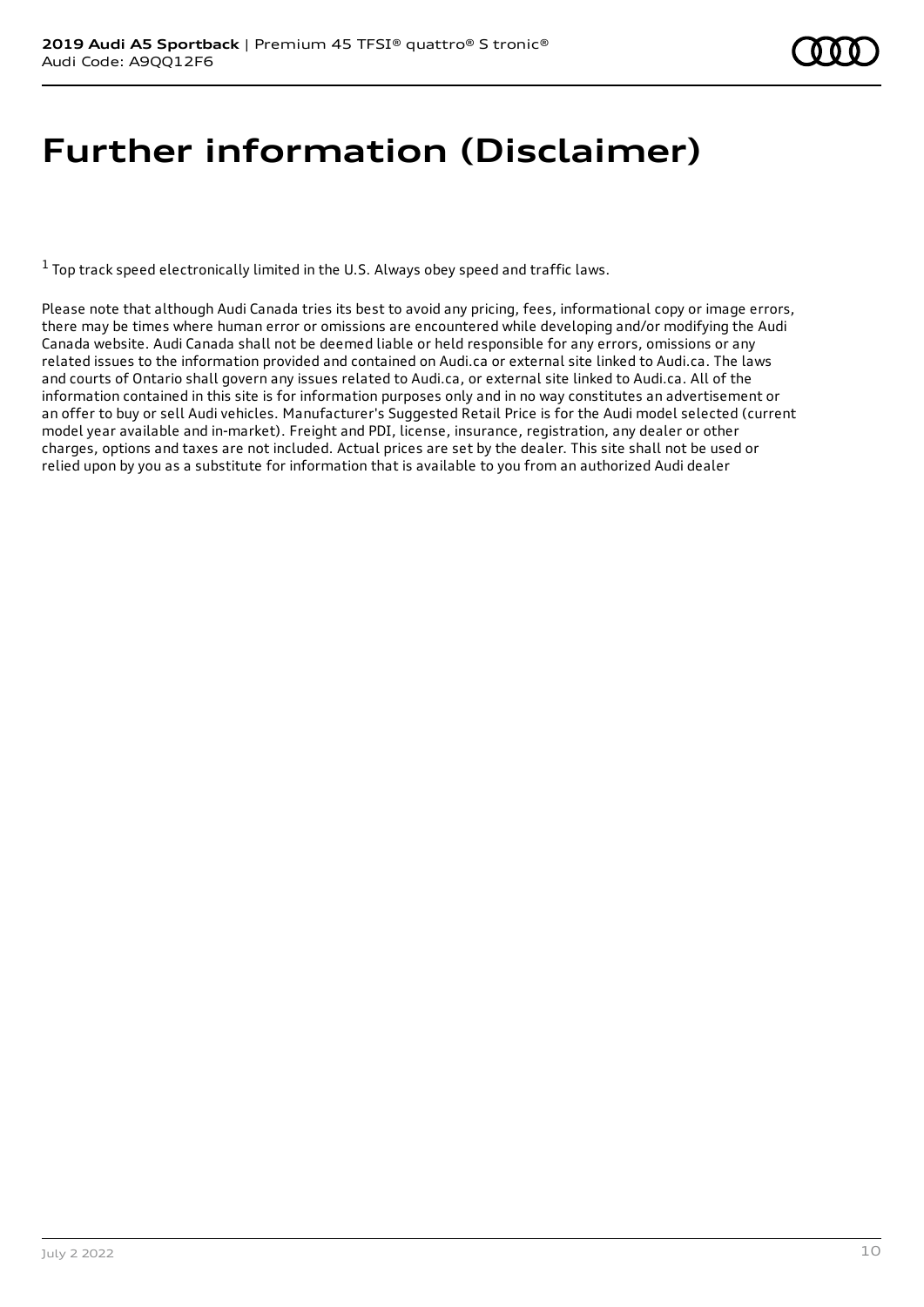# Further information (Disclaimer)

[1] Top track speed electronically limited in the U.S. Always obey speed and traffic laws.

Please note that although Audi Canada tries its best to avoid any pricing, fees, informational copy or image errors, there may be times where human error or omissions are encountered while developing and/or modifying the Audi Canada website. Audi Canada shall not be deemed liable or held responsible for any errors, omissions or any related issues to the information provided and contained on Audi.ca or external site linked to Audi.ca. The laws and courts of Ontario shall govern any issues related to Audi.ca, or external site linked to Audi.ca. All of the information contained in this site is for information purposes only and in no way constitutes an advertisement or an offer to buy or sell Audi vehicles. Manufacturer's Suggested Retail Price is for the Audi model selected (current model year available and in-market). Freight and PDI, license, insurance, registration, any dealer or other charges, options and taxes are not included. Actual prices are set by the dealer. This site shall not be used or relied upon by you as a substitute for information that is available to you from an authorized Audi dealer